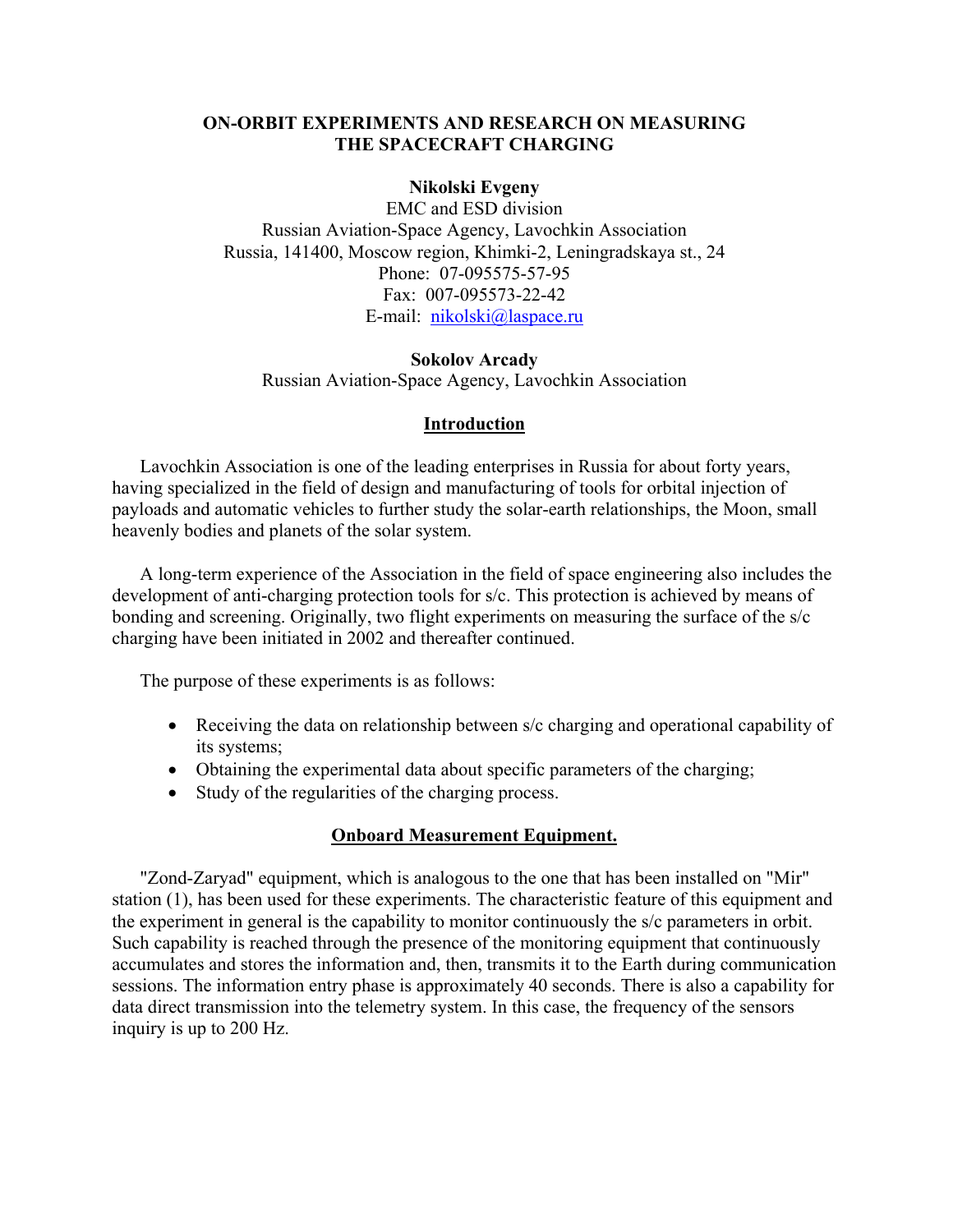# ON-ORBIT EXPERIMENTS AND RESEARCH ON MEASURING THE SPACECRAFT CHARGING

**Nikolski Evgeny**
EMC and ESD division
Russian Aviation-Space Agency, Lavochkin Association
Russia, 141400, Moscow region, Khimki-2, Leningradskaya st., 24
Phone: 07-095575-57-95
Fax: 007-095573-22-42
E-mail: nikolski@laspace.ru

**Sokolov Arcady**
Russian Aviation-Space Agency, Lavochkin Association

## Introduction

Lavochkin Association is one of the leading enterprises in Russia for about forty years, having specialized in the field of design and manufacturing of tools for orbital injection of payloads and automatic vehicles to further study the solar-earth relationships, the Moon, small heavenly bodies and planets of the solar system.

A long-term experience of the Association in the field of space engineering also includes the development of anti-charging protection tools for s/c. This protection is achieved by means of bonding and screening. Originally, two flight experiments on measuring the surface of the s/c charging have been initiated in 2002 and thereafter continued.

The purpose of these experiments is as follows:

- Receiving the data on relationship between s/c charging and operational capability of its systems;
- Obtaining the experimental data about specific parameters of the charging;
- Study of the regularities of the charging process.

## Onboard Measurement Equipment.

"Zond-Zaryad" equipment, which is analogous to the one that has been installed on "Mir" station (1), has been used for these experiments. The characteristic feature of this equipment and the experiment in general is the capability to monitor continuously the s/c parameters in orbit. Such capability is reached through the presence of the monitoring equipment that continuously accumulates and stores the information and, then, transmits it to the Earth during communication sessions. The information entry phase is approximately 40 seconds. There is also a capability for data direct transmission into the telemetry system. In this case, the frequency of the sensors inquiry is up to 200 Hz.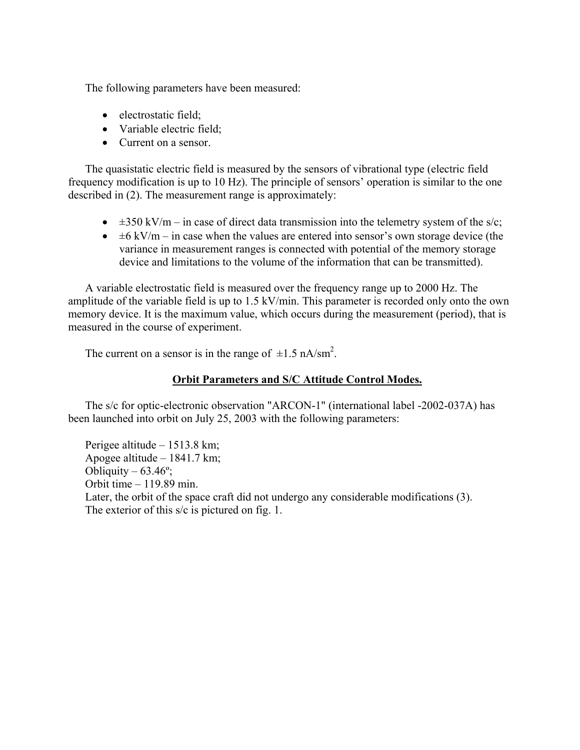The following parameters have been measured:

- electrostatic field;
- Variable electric field;
- Current on a sensor.

The quasistatic electric field is measured by the sensors of vibrational type (electric field frequency modification is up to 10 Hz). The principle of sensors' operation is similar to the one described in (2). The measurement range is approximately:

- ±350 kV/m – in case of direct data transmission into the telemetry system of the s/c;
- ±6 kV/m – in case when the values are entered into sensor's own storage device (the variance in measurement ranges is connected with potential of the memory storage device and limitations to the volume of the information that can be transmitted).

A variable electrostatic field is measured over the frequency range up to 2000 Hz. The amplitude of the variable field is up to 1.5 kV/min. This parameter is recorded only onto the own memory device. It is the maximum value, which occurs during the measurement (period), that is measured in the course of experiment.

The current on a sensor is in the range of ±1.5 $nA/sm^2$.

## Orbit Parameters and S/C Attitude Control Modes.

The s/c for optic-electronic observation "ARCON-1" (international label -2002-037A) has been launched into orbit on July 25, 2003 with the following parameters:

Perigee altitude – 1513.8 km;
Apogee altitude – 1841.7 km;
Obliquity – 63.46º;
Orbit time – 119.89 min.
Later, the orbit of the space craft did not undergo any considerable modifications (3).
The exterior of this s/c is pictured on fig. 1.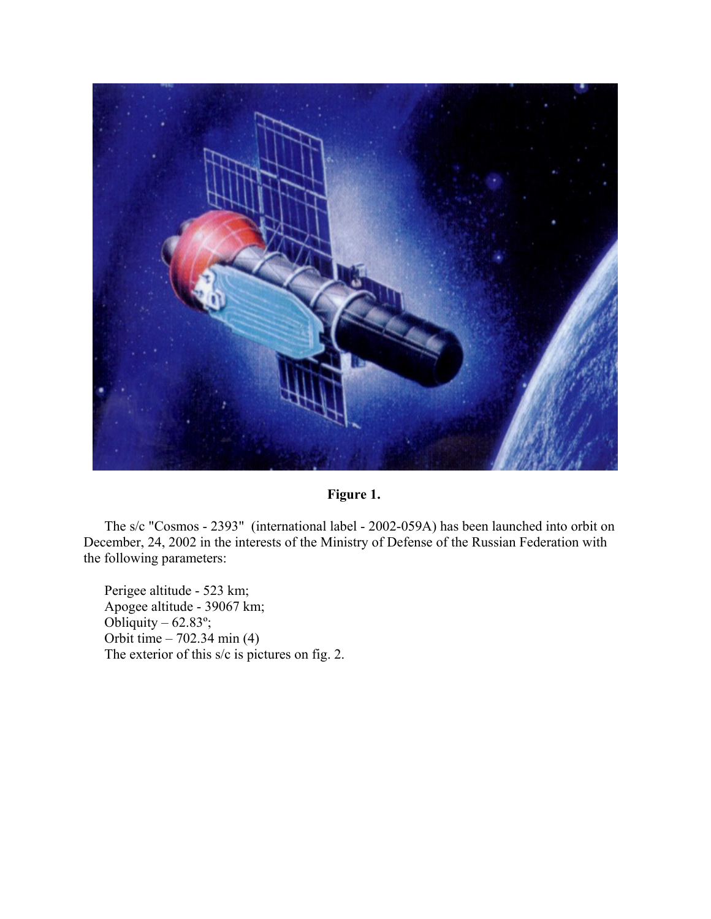**Figure 1.**

The s/c "Cosmos - 2393"  (international label - 2002-059A) has been launched into orbit on December, 24, 2002 in the interests of the Ministry of Defense of the Russian Federation with the following parameters:

Perigee altitude - 523 km;
Apogee altitude - 39067 km;
Obliquity – 62.83º;
Orbit time – 702.34 min (4)
The exterior of this s/c is pictures on fig. 2.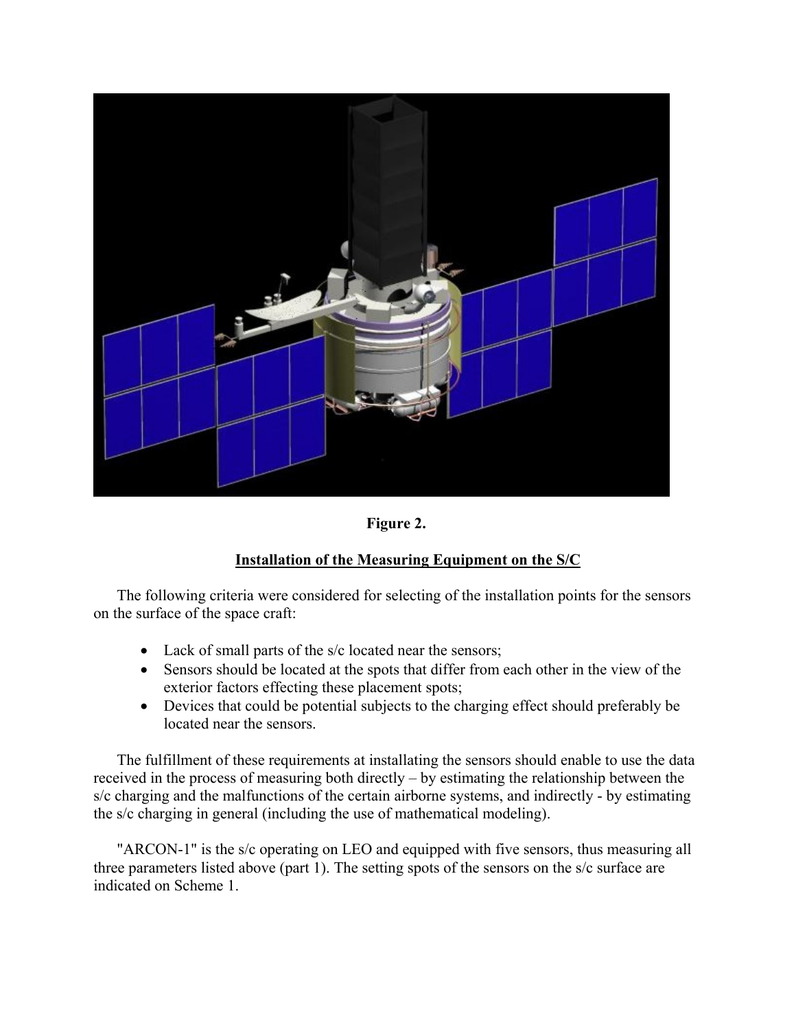**Figure 2.**

## Installation of the Measuring Equipment on the S/C

The following criteria were considered for selecting of the installation points for the sensors on the surface of the space craft:

- Lack of small parts of the s/c located near the sensors;
- Sensors should be located at the spots that differ from each other in the view of the exterior factors effecting these placement spots;
- Devices that could be potential subjects to the charging effect should preferably be located near the sensors.

The fulfillment of these requirements at installating the sensors should enable to use the data received in the process of measuring both directly – by estimating the relationship between the s/c charging and the malfunctions of the certain airborne systems, and indirectly - by estimating the s/c charging in general (including the use of mathematical modeling).

"ARCON-1" is the s/c operating on LEO and equipped with five sensors, thus measuring all three parameters listed above (part 1). The setting spots of the sensors on the s/c surface are indicated on Scheme 1.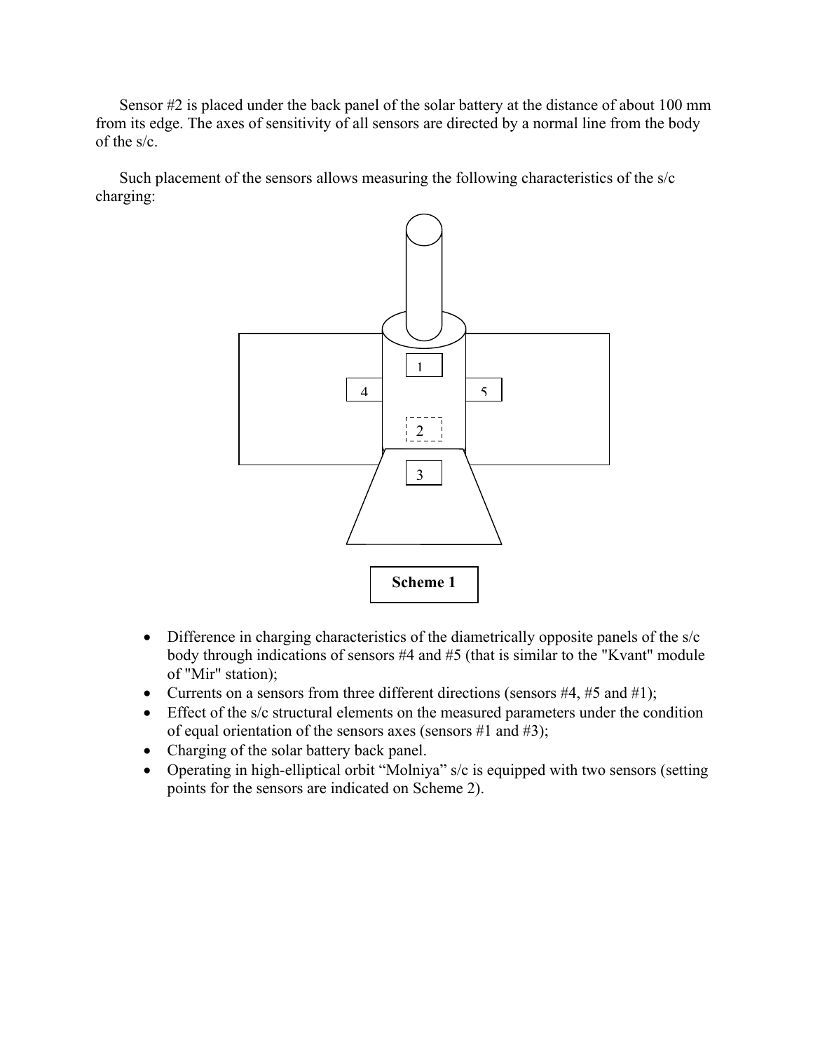Sensor #2 is placed under the back panel of the solar battery at the distance of about 100 mm from its edge. The axes of sensitivity of all sensors are directed by a normal line from the body of the s/c.

Such placement of the sensors allows measuring the following characteristics of the s/c charging:

**Scheme 1**

- Difference in charging characteristics of the diametrically opposite panels of the s/c body through indications of sensors #4 and #5 (that is similar to the "Kvant" module of "Mir" station);
- Currents on a sensors from three different directions (sensors #4, #5 and #1);
- Effect of the s/c structural elements on the measured parameters under the condition of equal orientation of the sensors axes (sensors #1 and #3);
- Charging of the solar battery back panel.
- Operating in high-elliptical orbit "Molniya" s/c is equipped with two sensors (setting points for the sensors are indicated on Scheme 2).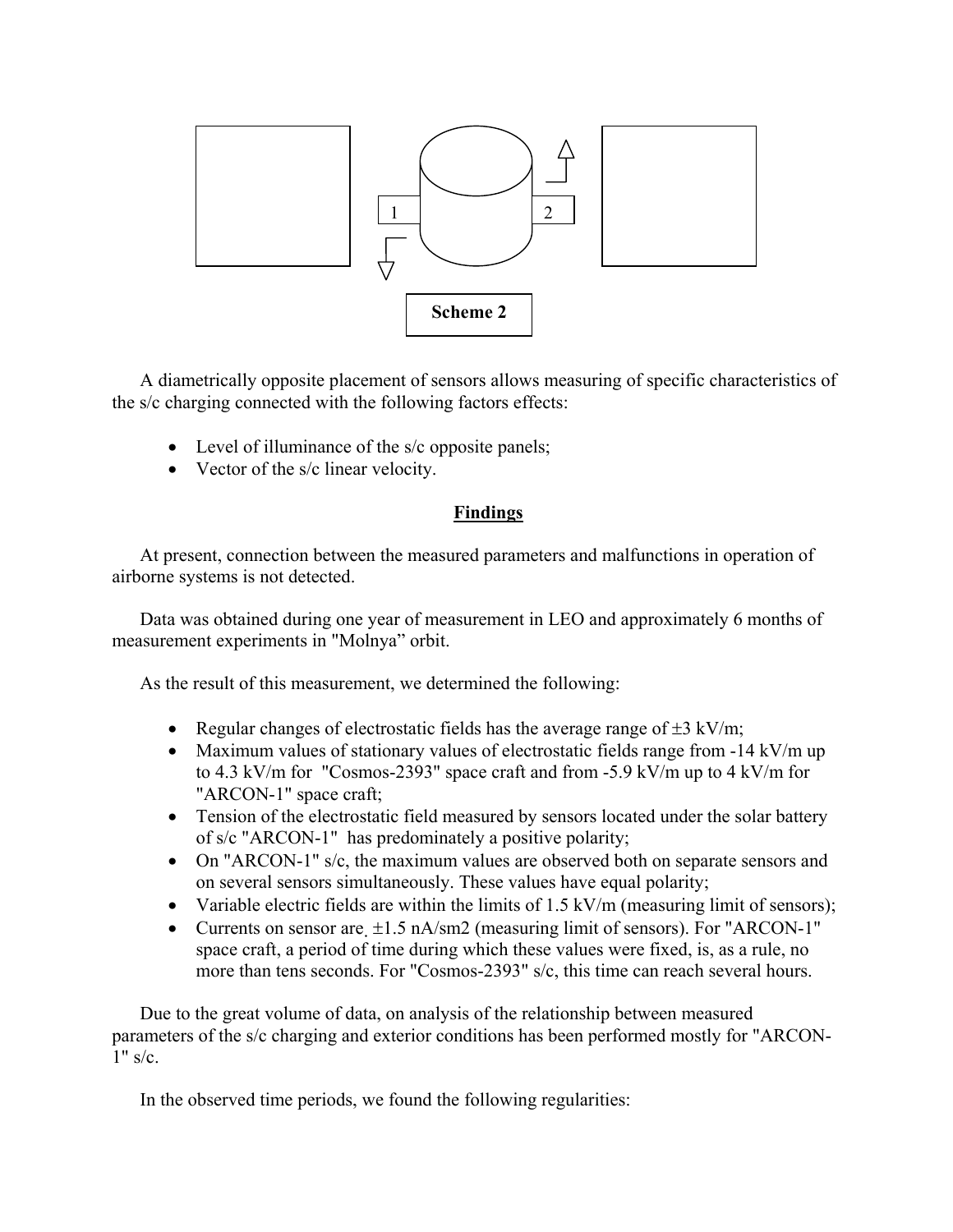**Scheme 2**

A diametrically opposite placement of sensors allows measuring of specific characteristics of the s/c charging connected with the following factors effects:

- Level of illuminance of the s/c opposite panels;
- Vector of the s/c linear velocity.

## Findings

At present, connection between the measured parameters and malfunctions in operation of airborne systems is not detected.

Data was obtained during one year of measurement in LEO and approximately 6 months of measurement experiments in "Molnya" orbit.

As the result of this measurement, we determined the following:

- Regular changes of electrostatic fields has the average range of ±3 kV/m;
- Maximum values of stationary values of electrostatic fields range from -14 kV/m up to 4.3 kV/m for "Cosmos-2393" space craft and from -5.9 kV/m up to 4 kV/m for "ARCON-1" space craft;
- Tension of the electrostatic field measured by sensors located under the solar battery of s/c "ARCON-1" has predominately a positive polarity;
- On "ARCON-1" s/c, the maximum values are observed both on separate sensors and on several sensors simultaneously. These values have equal polarity;
- Variable electric fields are within the limits of 1.5 kV/m (measuring limit of sensors);
- Currents on sensor are. ±1.5 nA/sm2 (measuring limit of sensors). For "ARCON-1" space craft, a period of time during which these values were fixed, is, as a rule, no more than tens seconds. For "Cosmos-2393" s/c, this time can reach several hours.

Due to the great volume of data, on analysis of the relationship between measured parameters of the s/c charging and exterior conditions has been performed mostly for "ARCON-1" s/c.

In the observed time periods, we found the following regularities: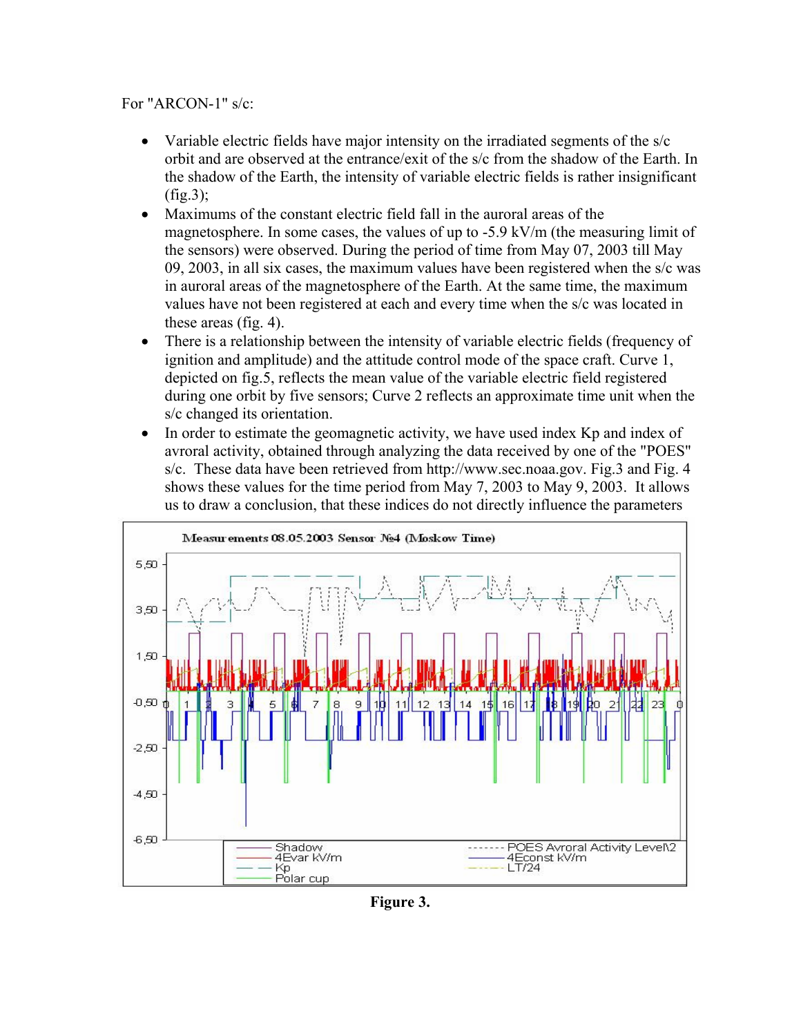For "ARCON-1" s/c:

- Variable electric fields have major intensity on the irradiated segments of the s/c orbit and are observed at the entrance/exit of the s/c from the shadow of the Earth. In the shadow of the Earth, the intensity of variable electric fields is rather insignificant (fig.3);
- Maximums of the constant electric field fall in the auroral areas of the magnetosphere. In some cases, the values of up to -5.9 kV/m (the measuring limit of the sensors) were observed. During the period of time from May 07, 2003 till May 09, 2003, in all six cases, the maximum values have been registered when the s/c was in auroral areas of the magnetosphere of the Earth. At the same time, the maximum values have not been registered at each and every time when the s/c was located in these areas (fig. 4).
- There is a relationship between the intensity of variable electric fields (frequency of ignition and amplitude) and the attitude control mode of the space craft. Curve 1, depicted on fig.5, reflects the mean value of the variable electric field registered during one orbit by five sensors; Curve 2 reflects an approximate time unit when the s/c changed its orientation.
- In order to estimate the geomagnetic activity, we have used index Kp and index of avroral activity, obtained through analyzing the data received by one of the "POES" s/c. These data have been retrieved from http://www.sec.noaa.gov. Fig.3 and Fig. 4 shows these values for the time period from May 7, 2003 to May 9, 2003. It allows us to draw a conclusion, that these indices do not directly influence the parameters

**Figure 3.**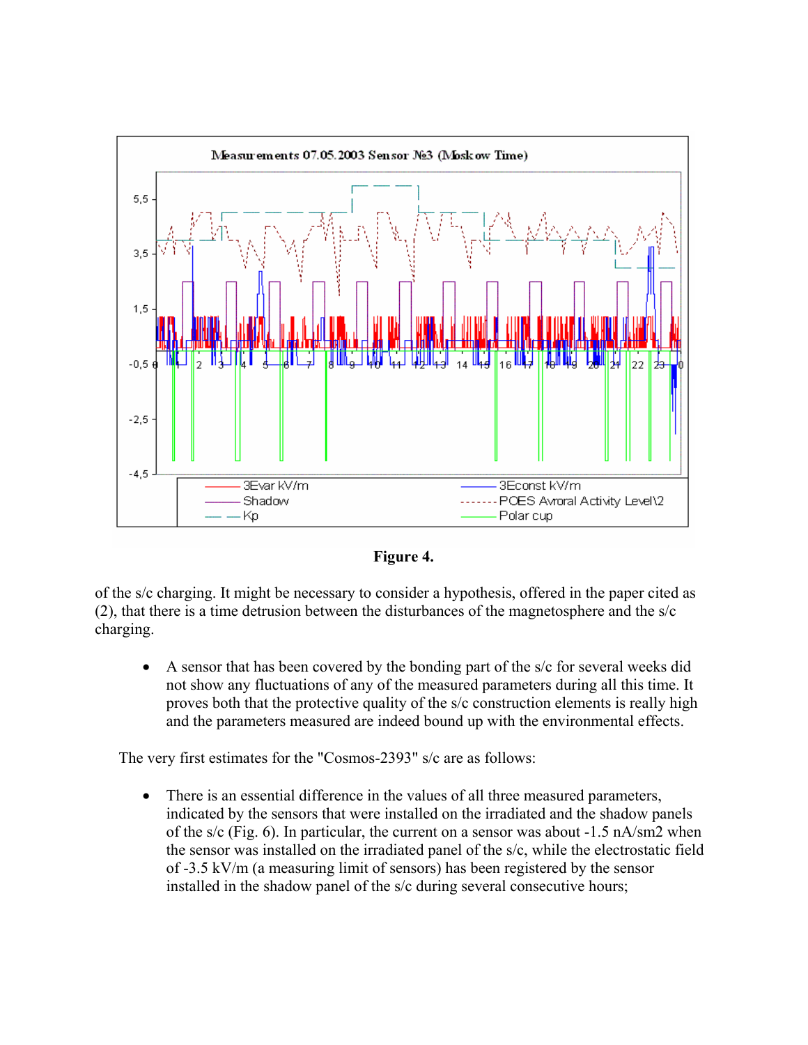**Figure 4.**

of the s/c charging. It might be necessary to consider a hypothesis, offered in the paper cited as (2), that there is a time detrusion between the disturbances of the magnetosphere and the s/c charging.

- A sensor that has been covered by the bonding part of the s/c for several weeks did not show any fluctuations of any of the measured parameters during all this time. It proves both that the protective quality of the s/c construction elements is really high and the parameters measured are indeed bound up with the environmental effects.

The very first estimates for the "Cosmos-2393" s/c are as follows:

- There is an essential difference in the values of all three measured parameters, indicated by the sensors that were installed on the irradiated and the shadow panels of the s/c (Fig. 6). In particular, the current on a sensor was about -1.5 nA/sm2 when the sensor was installed on the irradiated panel of the s/c, while the electrostatic field of -3.5 kV/m (a measuring limit of sensors) has been registered by the sensor installed in the shadow panel of the s/c during several consecutive hours;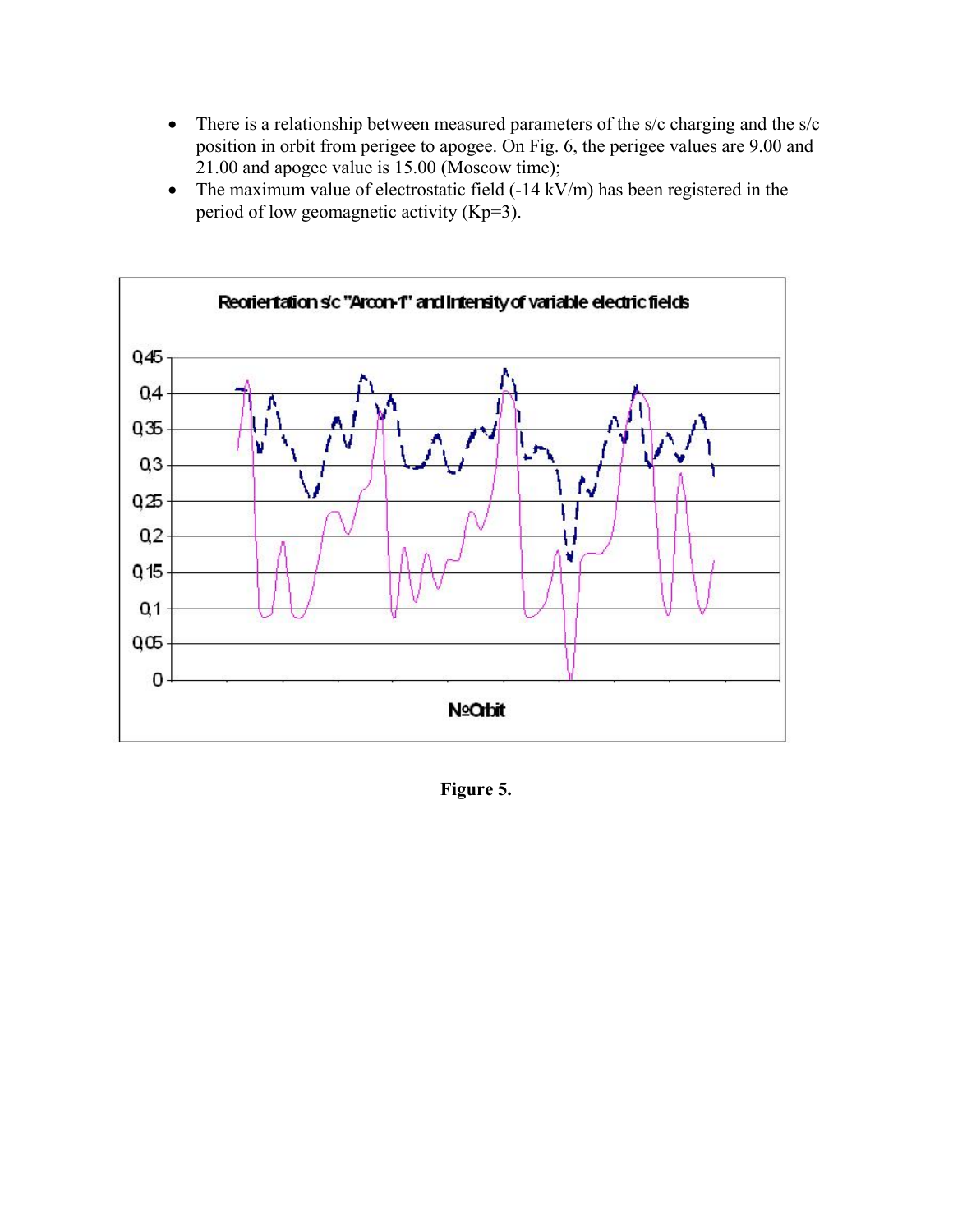- There is a relationship between measured parameters of the s/c charging and the s/c position in orbit from perigee to apogee. On Fig. 6, the perigee values are 9.00 and 21.00 and apogee value is 15.00 (Moscow time);
- The maximum value of electrostatic field (-14 kV/m) has been registered in the period of low geomagnetic activity (Kp=3).

Figure 5.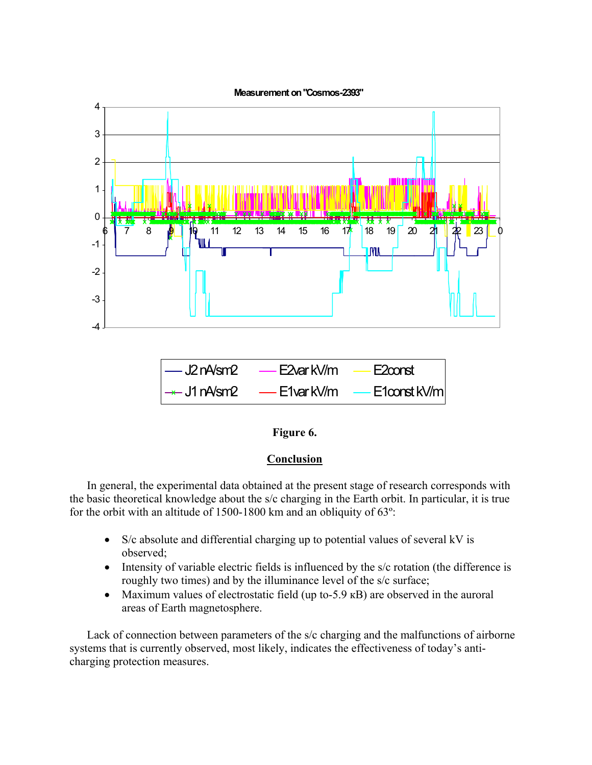Figure 6.

## Conclusion

In general, the experimental data obtained at the present stage of research corresponds with the basic theoretical knowledge about the s/c charging in the Earth orbit. In particular, it is true for the orbit with an altitude of 1500-1800 km and an obliquity of 63º:

- S/c absolute and differential charging up to potential values of several kV is observed;
- Intensity of variable electric fields is influenced by the s/c rotation (the difference is roughly two times) and by the illuminance level of the s/c surface;
- Maximum values of electrostatic field (up to-5.9 кВ) are observed in the auroral areas of Earth magnetosphere.

Lack of connection between parameters of the s/c charging and the malfunctions of airborne systems that is currently observed, most likely, indicates the effectiveness of today's anti-charging protection measures.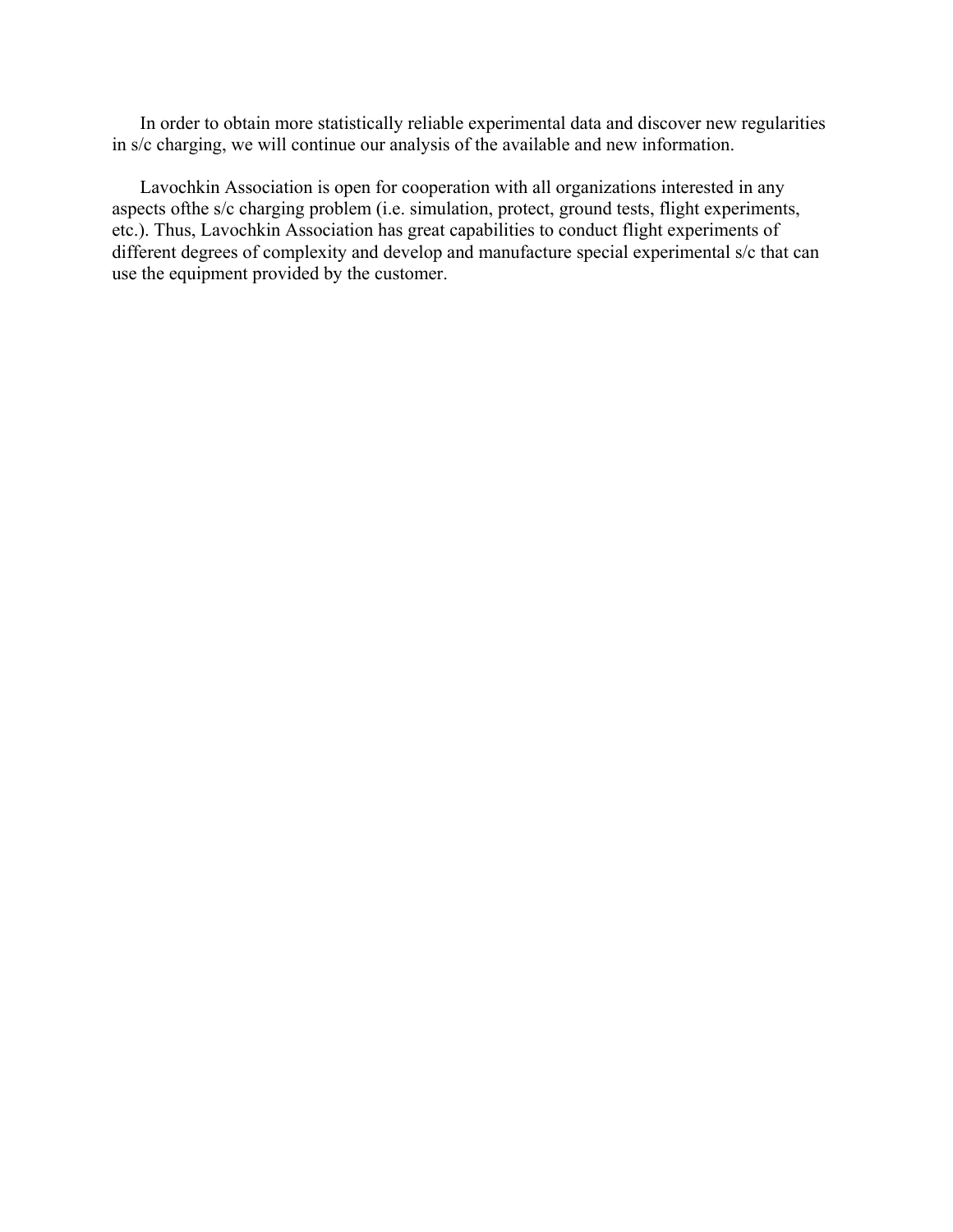In order to obtain more statistically reliable experimental data and discover new regularities in s/c charging, we will continue our analysis of the available and new information.

Lavochkin Association is open for cooperation with all organizations interested in any aspects ofthe s/c charging problem (i.e. simulation, protect, ground tests, flight experiments, etc.). Thus, Lavochkin Association has great capabilities to conduct flight experiments of different degrees of complexity and develop and manufacture special experimental s/c that can use the equipment provided by the customer.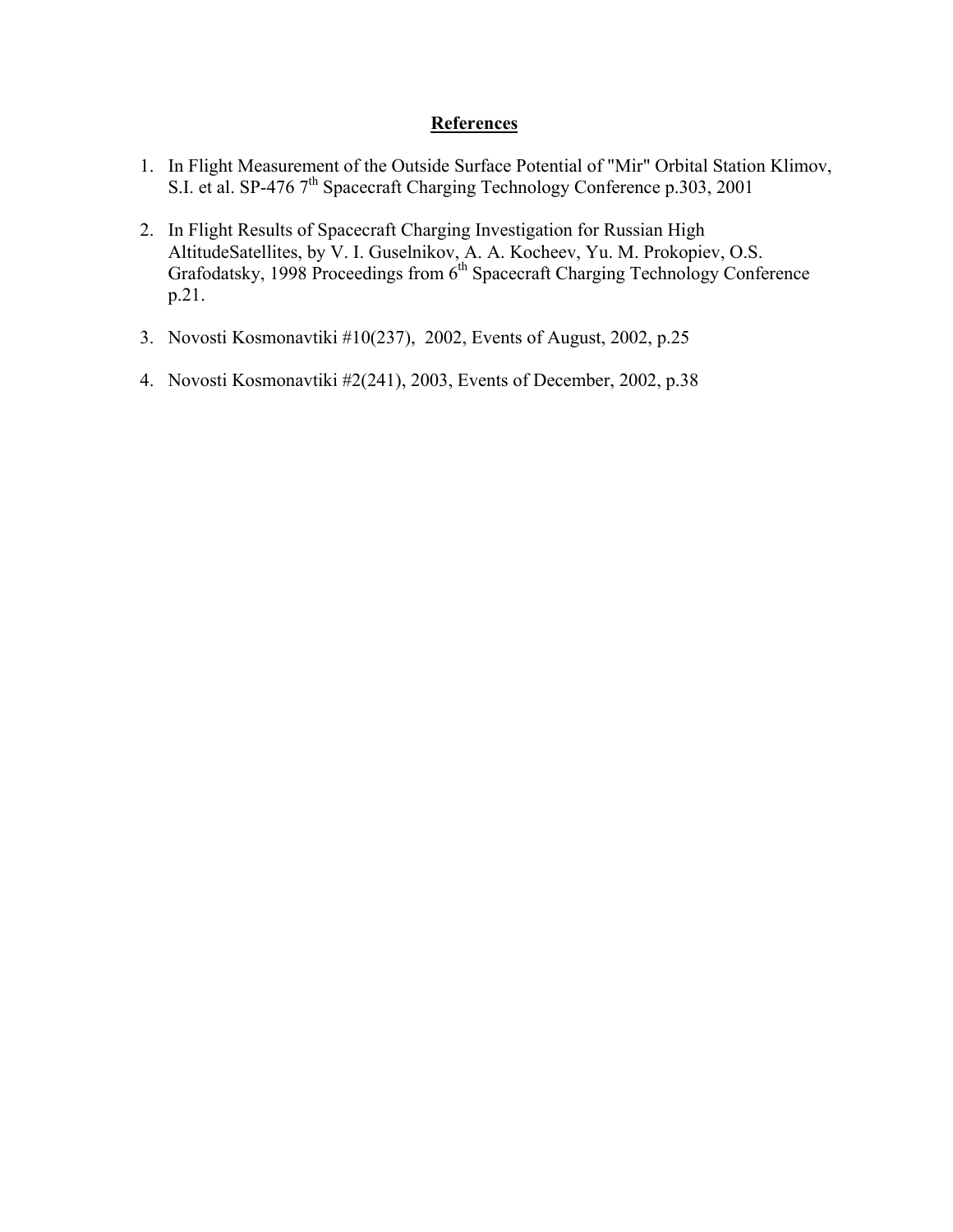## References

1. In Flight Measurement of the Outside Surface Potential of "Mir" Orbital Station Klimov, S.I. et al. SP-476 7th Spacecraft Charging Technology Conference p.303, 2001

2. In Flight Results of Spacecraft Charging Investigation for Russian High AltitudeSatellites, by V. I. Guselnikov, A. A. Kocheev, Yu. M. Prokopiev, O.S. Grafodatsky, 1998 Proceedings from 6th Spacecraft Charging Technology Conference p.21.

3. Novosti Kosmonavtiki #10(237), 2002, Events of August, 2002, p.25

4. Novosti Kosmonavtiki #2(241), 2003, Events of December, 2002, p.38